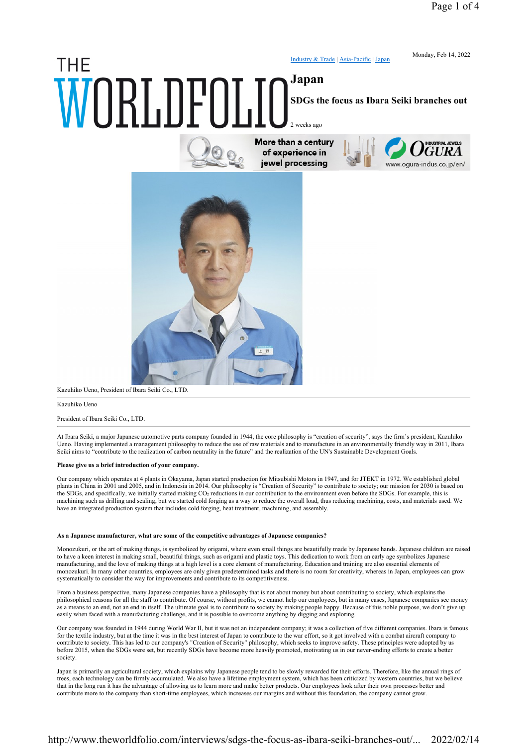Industry & Trade | Asia-Pacific | Japan

Monday, Feb 14, 2022

# Japan

## SDGs the focus as Ibara Seiki branches out

2 weeks ago

Kazuhiko Ueno, President of Ibara Seiki Co., LTD.

Kazuhiko Ueno

President of Ibara Seiki Co., LTD.

At Ibara Seiki, a major Japanese automotive parts company founded in 1944, the core philosophy is "creation of security", says the firm's president, Kazuhiko Ueno. Having implemented a management philosophy to reduce the use of raw materials and to manufacture in an environmentally friendly way in 2011, Ibara Seiki aims to "contribute to the realization of carbon neutrality in the future" and the realization of the UN's Sustainable Development Goals.

**Please give us a brief introduction of your company.**

Our company which operates at 4 plants in Okayama, Japan started production for Mitsubishi Motors in 1947, and for JTEKT in 1972. We established global plants in China in 2001 and 2005, and in Indonesia in 2014. Our philosophy is "Creation of Security" to contribute to society; our mission for 2030 is based on the SDGs, and specifically, we initially started making $CO_2$ reductions in our contribution to the environment even before the SDGs. For example, this is machining such as drilling and sealing, but we started cold forging as a way to reduce the overall load, thus reducing machining, costs, and materials used. We have an integrated production system that includes cold forging, heat treatment, machining, and assembly.

**As a Japanese manufacturer, what are some of the competitive advantages of Japanese companies?**

Monozukuri, or the art of making things, is symbolized by origami, where even small things are beautifully made by Japanese hands. Japanese children are raised to have a keen interest in making small, beautiful things, such as origami and plastic toys. This dedication to work from an early age symbolizes Japanese manufacturing, and the love of making things at a high level is a core element of manufacturing. Education and training are also essential elements of monozukuri. In many other countries, employees are only given predetermined tasks and there is no room for creativity, whereas in Japan, employees can grow systematically to consider the way for improvements and contribute to its competitiveness.

From a business perspective, many Japanese companies have a philosophy that is not about money but about contributing to society, which explains the philosophical reasons for all the staff to contribute. Of course, without profits, we cannot help our employees, but in many cases, Japanese companies see money as a means to an end, not an end in itself. The ultimate goal is to contribute to society by making people happy. Because of this noble purpose, we don't give up easily when faced with a manufacturing challenge, and it is possible to overcome anything by digging and exploring.

Our company was founded in 1944 during World War II, but it was not an independent company; it was a collection of five different companies. Ibara is famous for the textile industry, but at the time it was in the best interest of Japan to contribute to the war effort, so it got involved with a combat aircraft company to contribute to society. This has led to our company's "Creation of Security" philosophy, which seeks to improve safety. These principles were adopted by us before 2015, when the SDGs were set, but recently SDGs have become more heavily promoted, motivating us in our never-ending efforts to create a better society.

Japan is primarily an agricultural society, which explains why Japanese people tend to be slowly rewarded for their efforts. Therefore, like the annual rings of trees, each technology can be firmly accumulated. We also have a lifetime employment system, which has been criticized by western countries, but we believe that in the long run it has the advantage of allowing us to learn more and make better products. Our employees look after their own processes better and contribute more to the company than short-time employees, which increases our margins and without this foundation, the company cannot grow.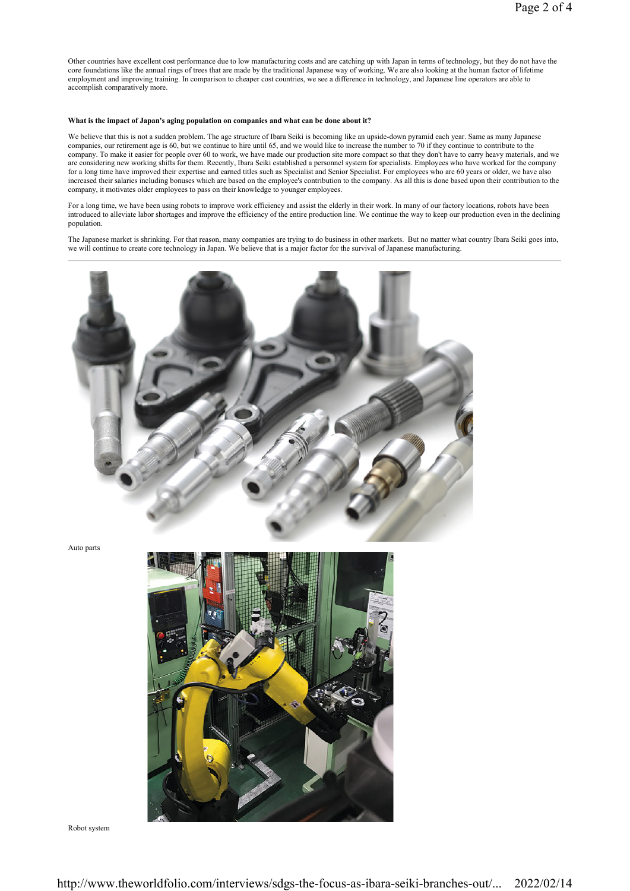Other countries have excellent cost performance due to low manufacturing costs and are catching up with Japan in terms of technology, but they do not have the core foundations like the annual rings of trees that are made by the traditional Japanese way of working. We are also looking at the human factor of lifetime employment and improving training. In comparison to cheaper cost countries, we see a difference in technology, and Japanese line operators are able to accomplish comparatively more.

**What is the impact of Japan's aging population on companies and what can be done about it?**

We believe that this is not a sudden problem. The age structure of Ibara Seiki is becoming like an upside-down pyramid each year. Same as many Japanese companies, our retirement age is 60, but we continue to hire until 65, and we would like to increase the number to 70 if they continue to contribute to the company. To make it easier for people over 60 to work, we have made our production site more compact so that they don't have to carry heavy materials, and we are considering new working shifts for them. Recently, Ibara Seiki established a personnel system for specialists. Employees who have worked for the company for a long time have improved their expertise and earned titles such as Specialist and Senior Specialist. For employees who are 60 years or older, we have also increased their salaries including bonuses which are based on the employee's contribution to the company. As all this is done based upon their contribution to the company, it motivates older employees to pass on their knowledge to younger employees.

For a long time, we have been using robots to improve work efficiency and assist the elderly in their work. In many of our factory locations, robots have been introduced to alleviate labor shortages and improve the efficiency of the entire production line. We continue the way to keep our production even in the declining population.

The Japanese market is shrinking. For that reason, many companies are trying to do business in other markets. But no matter what country Ibara Seiki goes into, we will continue to create core technology in Japan. We believe that is a major factor for the survival of Japanese manufacturing.

Auto parts

Robot system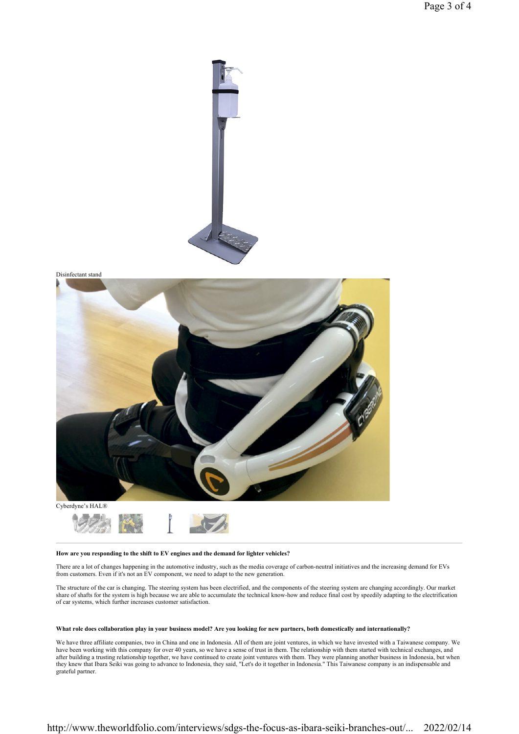Disinfectant stand

Cyberdyne's HAL®

**How are you responding to the shift to EV engines and the demand for lighter vehicles?**

There are a lot of changes happening in the automotive industry, such as the media coverage of carbon-neutral initiatives and the increasing demand for EVs from customers. Even if it's not an EV component, we need to adapt to the new generation.

The structure of the car is changing. The steering system has been electrified, and the components of the steering system are changing accordingly. Our market share of shafts for the system is high because we are able to accumulate the technical know-how and reduce final cost by speedily adapting to the electrification of car systems, which further increases customer satisfaction.

**What role does collaboration play in your business model? Are you looking for new partners, both domestically and internationally?**

We have three affiliate companies, two in China and one in Indonesia. All of them are joint ventures, in which we have invested with a Taiwanese company. We have been working with this company for over 40 years, so we have a sense of trust in them. The relationship with them started with technical exchanges, and after building a trusting relationship together, we have continued to create joint ventures with them. They were planning another business in Indonesia, but when they knew that Ibara Seiki was going to advance to Indonesia, they said, "Let's do it together in Indonesia." This Taiwanese company is an indispensable and grateful partner.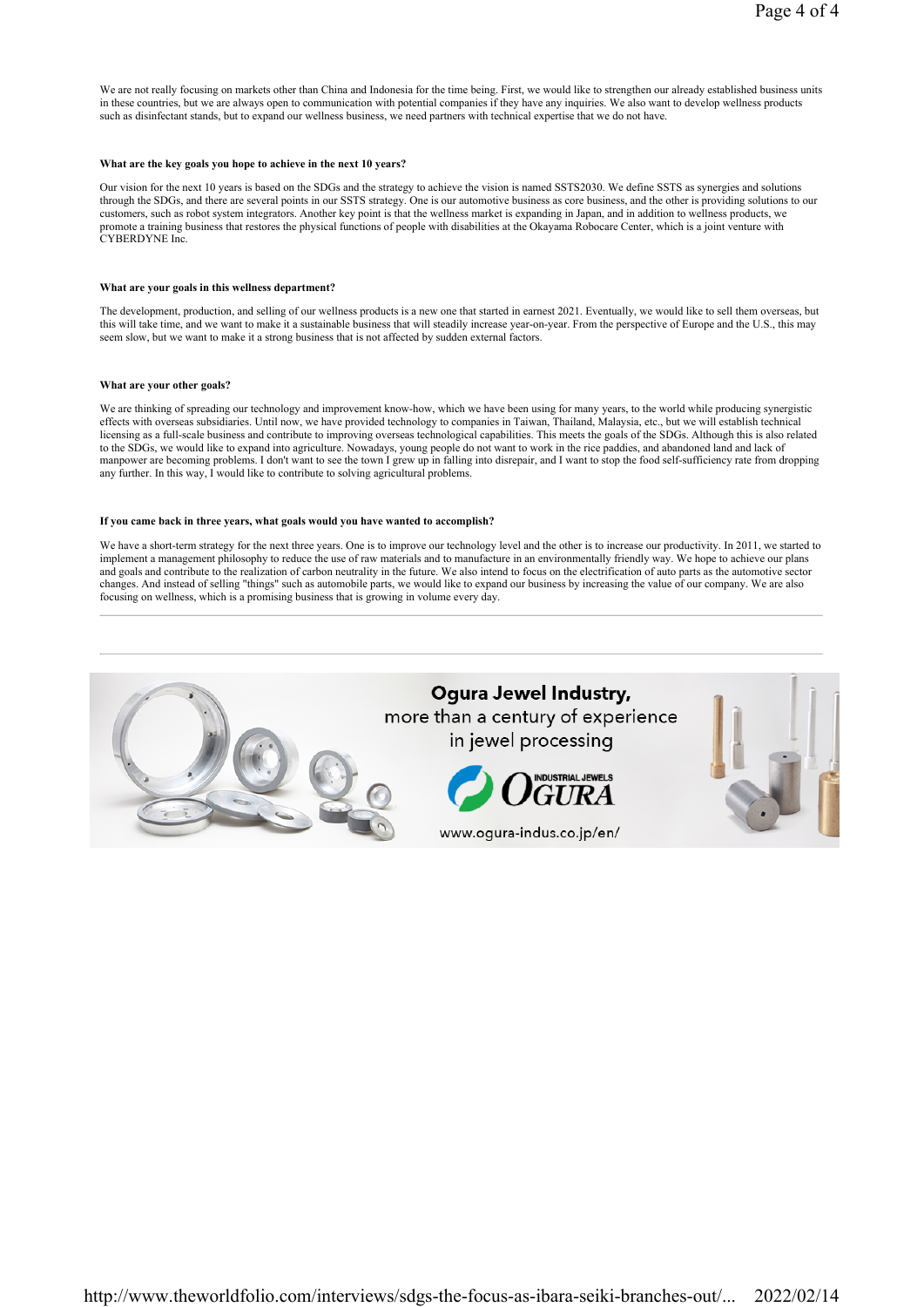We are not really focusing on markets other than China and Indonesia for the time being. First, we would like to strengthen our already established business units in these countries, but we are always open to communication with potential companies if they have any inquiries. We also want to develop wellness products such as disinfectant stands, but to expand our wellness business, we need partners with technical expertise that we do not have.

**What are the key goals you hope to achieve in the next 10 years?**

Our vision for the next 10 years is based on the SDGs and the strategy to achieve the vision is named SSTS2030. We define SSTS as synergies and solutions through the SDGs, and there are several points in our SSTS strategy. One is our automotive business as core business, and the other is providing solutions to our customers, such as robot system integrators. Another key point is that the wellness market is expanding in Japan, and in addition to wellness products, we promote a training business that restores the physical functions of people with disabilities at the Okayama Robocare Center, which is a joint venture with CYBERDYNE Inc.

**What are your goals in this wellness department?**

The development, production, and selling of our wellness products is a new one that started in earnest 2021. Eventually, we would like to sell them overseas, but this will take time, and we want to make it a sustainable business that will steadily increase year-on-year. From the perspective of Europe and the U.S., this may seem slow, but we want to make it a strong business that is not affected by sudden external factors.

**What are your other goals?**

We are thinking of spreading our technology and improvement know-how, which we have been using for many years, to the world while producing synergistic effects with overseas subsidiaries. Until now, we have provided technology to companies in Taiwan, Thailand, Malaysia, etc., but we will establish technical licensing as a full-scale business and contribute to improving overseas technological capabilities. This meets the goals of the SDGs. Although this is also related to the SDGs, we would like to expand into agriculture. Nowadays, young people do not want to work in the rice paddies, and abandoned land and lack of manpower are becoming problems. I don't want to see the town I grew up in falling into disrepair, and I want to stop the food self-sufficiency rate from dropping any further. In this way, I would like to contribute to solving agricultural problems.

**If you came back in three years, what goals would you have wanted to accomplish?**

We have a short-term strategy for the next three years. One is to improve our technology level and the other is to increase our productivity. In 2011, we started to implement a management philosophy to reduce the use of raw materials and to manufacture in an environmentally friendly way. We hope to achieve our plans and goals and contribute to the realization of carbon neutrality in the future. We also intend to focus on the electrification of auto parts as the automotive sector changes. And instead of selling "things" such as automobile parts, we would like to expand our business by increasing the value of our company. We are also focusing on wellness, which is a promising business that is growing in volume every day.

---

Ogura Jewel Industry,
more than a century of experience
in jewel processing

INDUSTRIAL JEWELS OGURA

www.ogura-indus.co.jp/en/